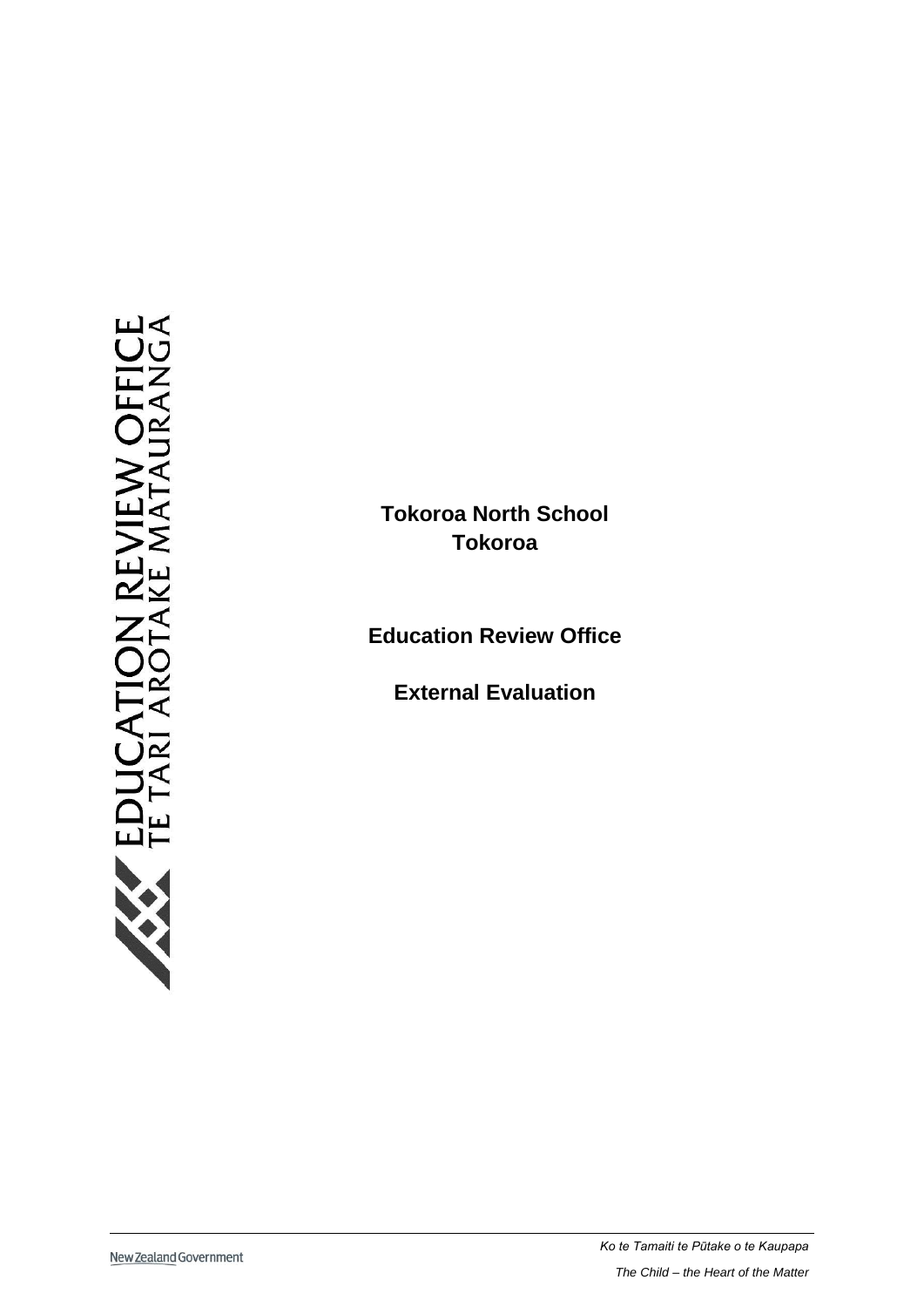# Tokoroa North School
# Tokoroa

## Education Review Office

## External Evaluation

*Ko te Tamaiti te Pūtake o te Kaupapa*

*The Child – the Heart of the Matter*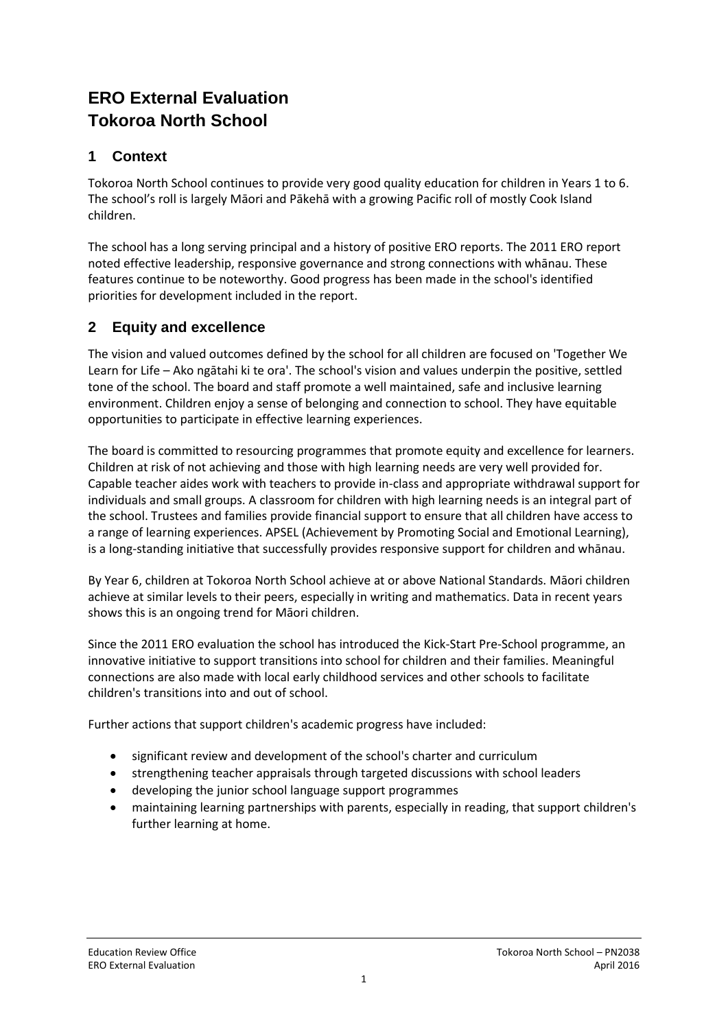# ERO External Evaluation
# Tokoroa North School

## 1 Context

Tokoroa North School continues to provide very good quality education for children in Years 1 to 6. The school's roll is largely Māori and Pākehā with a growing Pacific roll of mostly Cook Island children.

The school has a long serving principal and a history of positive ERO reports. The 2011 ERO report noted effective leadership, responsive governance and strong connections with whānau. These features continue to be noteworthy. Good progress has been made in the school's identified priorities for development included in the report.

## 2 Equity and excellence

The vision and valued outcomes defined by the school for all children are focused on 'Together We Learn for Life – Ako ngātahi ki te ora'. The school's vision and values underpin the positive, settled tone of the school. The board and staff promote a well maintained, safe and inclusive learning environment. Children enjoy a sense of belonging and connection to school. They have equitable opportunities to participate in effective learning experiences.

The board is committed to resourcing programmes that promote equity and excellence for learners. Children at risk of not achieving and those with high learning needs are very well provided for. Capable teacher aides work with teachers to provide in-class and appropriate withdrawal support for individuals and small groups. A classroom for children with high learning needs is an integral part of the school. Trustees and families provide financial support to ensure that all children have access to a range of learning experiences. APSEL (Achievement by Promoting Social and Emotional Learning), is a long-standing initiative that successfully provides responsive support for children and whānau.

By Year 6, children at Tokoroa North School achieve at or above National Standards. Māori children achieve at similar levels to their peers, especially in writing and mathematics. Data in recent years shows this is an ongoing trend for Māori children.

Since the 2011 ERO evaluation the school has introduced the Kick-Start Pre-School programme, an innovative initiative to support transitions into school for children and their families. Meaningful connections are also made with local early childhood services and other schools to facilitate children's transitions into and out of school.

Further actions that support children's academic progress have included:

- significant review and development of the school's charter and curriculum
- strengthening teacher appraisals through targeted discussions with school leaders
- developing the junior school language support programmes
- maintaining learning partnerships with parents, especially in reading, that support children's further learning at home.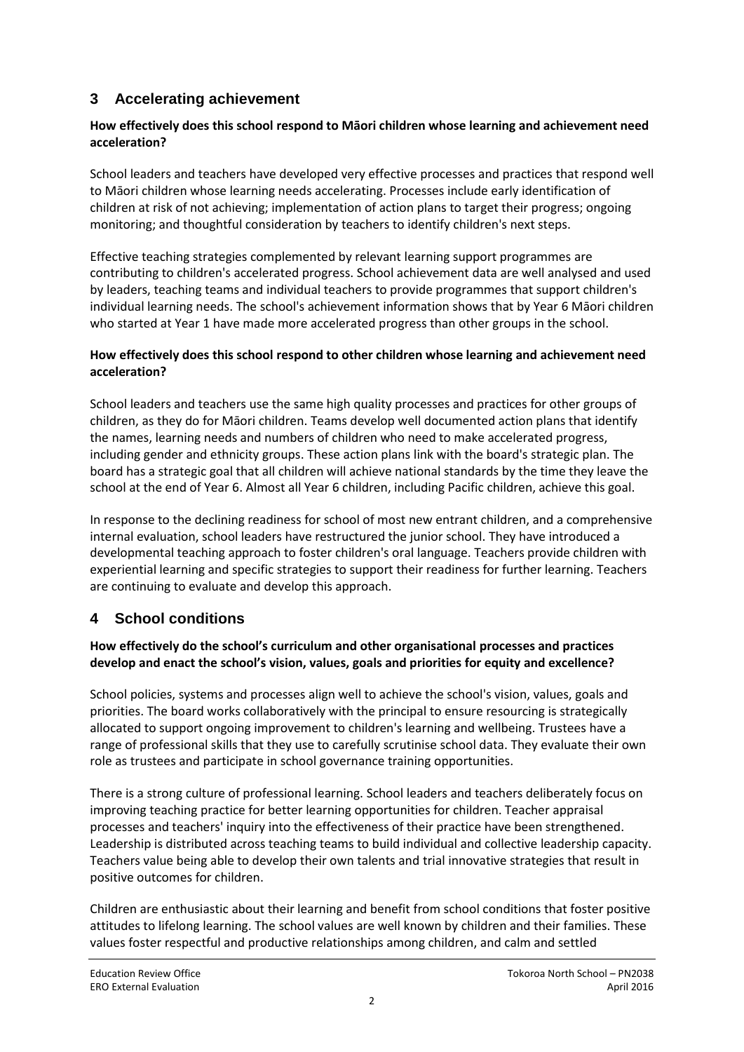## 3 Accelerating achievement

**How effectively does this school respond to Māori children whose learning and achievement need acceleration?**

School leaders and teachers have developed very effective processes and practices that respond well to Māori children whose learning needs accelerating. Processes include early identification of children at risk of not achieving; implementation of action plans to target their progress; ongoing monitoring; and thoughtful consideration by teachers to identify children's next steps.

Effective teaching strategies complemented by relevant learning support programmes are contributing to children's accelerated progress. School achievement data are well analysed and used by leaders, teaching teams and individual teachers to provide programmes that support children's individual learning needs. The school's achievement information shows that by Year 6 Māori children who started at Year 1 have made more accelerated progress than other groups in the school.

**How effectively does this school respond to other children whose learning and achievement need acceleration?**

School leaders and teachers use the same high quality processes and practices for other groups of children, as they do for Māori children. Teams develop well documented action plans that identify the names, learning needs and numbers of children who need to make accelerated progress, including gender and ethnicity groups. These action plans link with the board's strategic plan. The board has a strategic goal that all children will achieve national standards by the time they leave the school at the end of Year 6. Almost all Year 6 children, including Pacific children, achieve this goal.

In response to the declining readiness for school of most new entrant children, and a comprehensive internal evaluation, school leaders have restructured the junior school. They have introduced a developmental teaching approach to foster children's oral language. Teachers provide children with experiential learning and specific strategies to support their readiness for further learning. Teachers are continuing to evaluate and develop this approach.

## 4 School conditions

**How effectively do the school's curriculum and other organisational processes and practices develop and enact the school's vision, values, goals and priorities for equity and excellence?**

School policies, systems and processes align well to achieve the school's vision, values, goals and priorities. The board works collaboratively with the principal to ensure resourcing is strategically allocated to support ongoing improvement to children's learning and wellbeing. Trustees have a range of professional skills that they use to carefully scrutinise school data. They evaluate their own role as trustees and participate in school governance training opportunities.

There is a strong culture of professional learning. School leaders and teachers deliberately focus on improving teaching practice for better learning opportunities for children. Teacher appraisal processes and teachers' inquiry into the effectiveness of their practice have been strengthened. Leadership is distributed across teaching teams to build individual and collective leadership capacity. Teachers value being able to develop their own talents and trial innovative strategies that result in positive outcomes for children.

Children are enthusiastic about their learning and benefit from school conditions that foster positive attitudes to lifelong learning. The school values are well known by children and their families. These values foster respectful and productive relationships among children, and calm and settled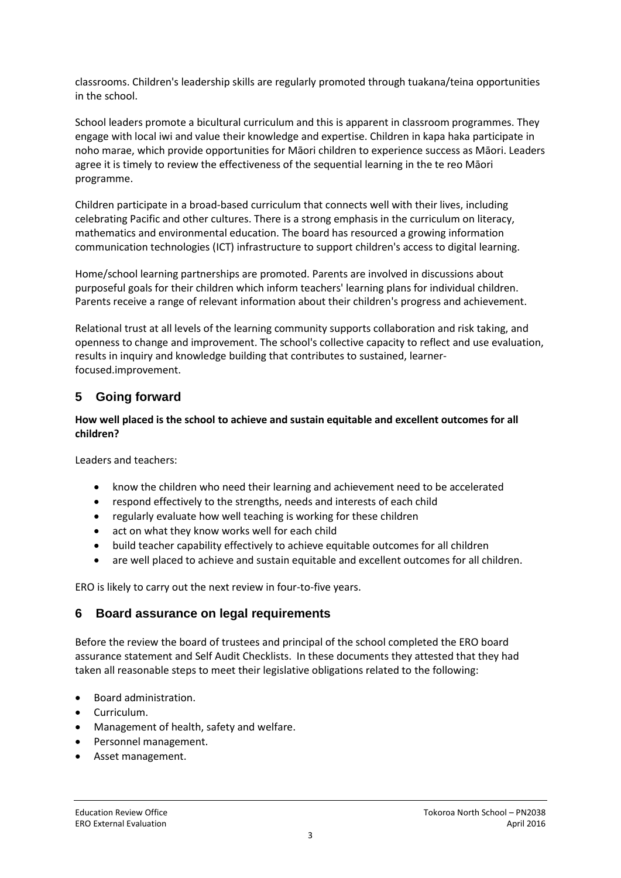classrooms. Children's leadership skills are regularly promoted through tuakana/teina opportunities in the school.

School leaders promote a bicultural curriculum and this is apparent in classroom programmes. They engage with local iwi and value their knowledge and expertise. Children in kapa haka participate in noho marae, which provide opportunities for Māori children to experience success as Māori. Leaders agree it is timely to review the effectiveness of the sequential learning in the te reo Māori programme.

Children participate in a broad-based curriculum that connects well with their lives, including celebrating Pacific and other cultures. There is a strong emphasis in the curriculum on literacy, mathematics and environmental education. The board has resourced a growing information communication technologies (ICT) infrastructure to support children's access to digital learning.

Home/school learning partnerships are promoted. Parents are involved in discussions about purposeful goals for their children which inform teachers' learning plans for individual children. Parents receive a range of relevant information about their children's progress and achievement.

Relational trust at all levels of the learning community supports collaboration and risk taking, and openness to change and improvement. The school's collective capacity to reflect and use evaluation, results in inquiry and knowledge building that contributes to sustained, learner-focused.improvement.

## 5 Going forward

**How well placed is the school to achieve and sustain equitable and excellent outcomes for all children?**

Leaders and teachers:

- know the children who need their learning and achievement need to be accelerated
- respond effectively to the strengths, needs and interests of each child
- regularly evaluate how well teaching is working for these children
- act on what they know works well for each child
- build teacher capability effectively to achieve equitable outcomes for all children
- are well placed to achieve and sustain equitable and excellent outcomes for all children.

ERO is likely to carry out the next review in four-to-five years.

## 6 Board assurance on legal requirements

Before the review the board of trustees and principal of the school completed the ERO board assurance statement and Self Audit Checklists. In these documents they attested that they had taken all reasonable steps to meet their legislative obligations related to the following:

- Board administration.
- Curriculum.
- Management of health, safety and welfare.
- Personnel management.
- Asset management.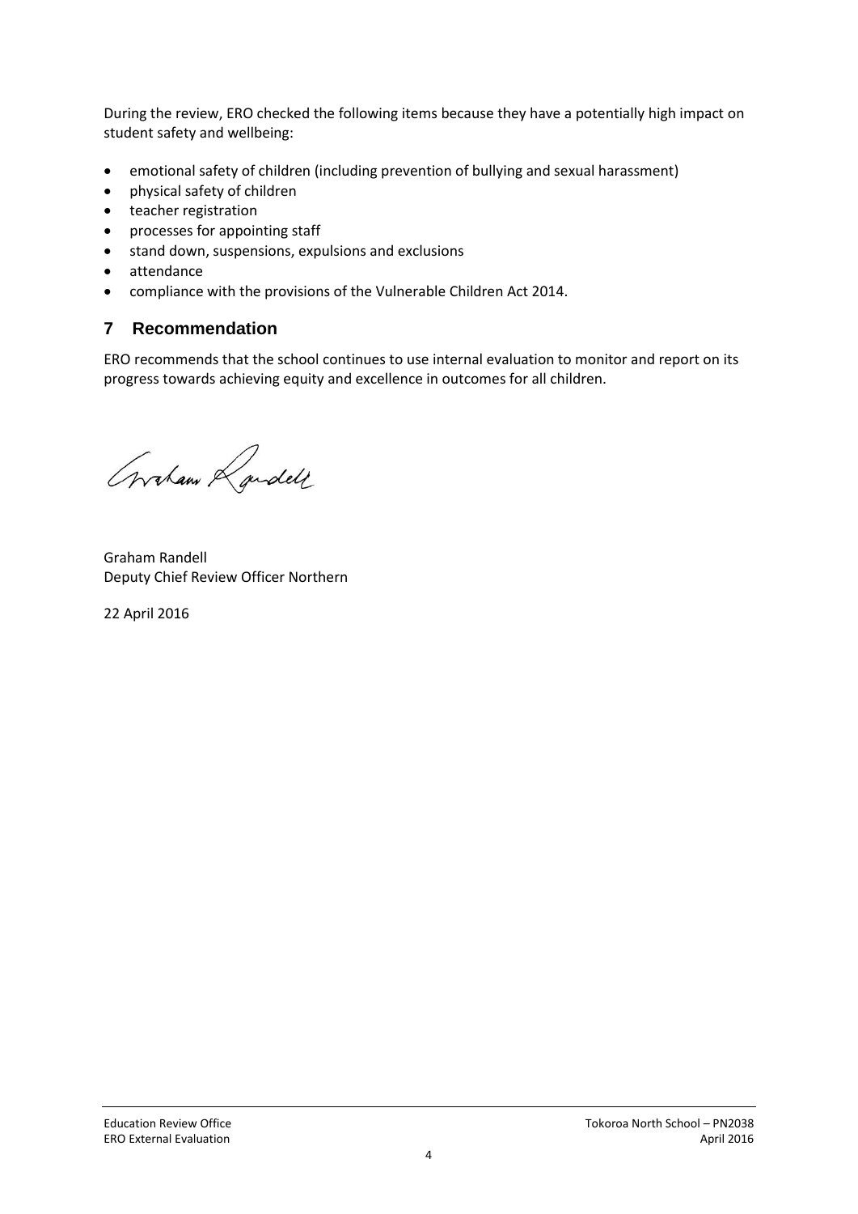During the review, ERO checked the following items because they have a potentially high impact on student safety and wellbeing:

- emotional safety of children (including prevention of bullying and sexual harassment)
- physical safety of children
- teacher registration
- processes for appointing staff
- stand down, suspensions, expulsions and exclusions
- attendance
- compliance with the provisions of the Vulnerable Children Act 2014.

## 7 Recommendation

ERO recommends that the school continues to use internal evaluation to monitor and report on its progress towards achieving equity and excellence in outcomes for all children.

Graham Randell
Deputy Chief Review Officer Northern

22 April 2016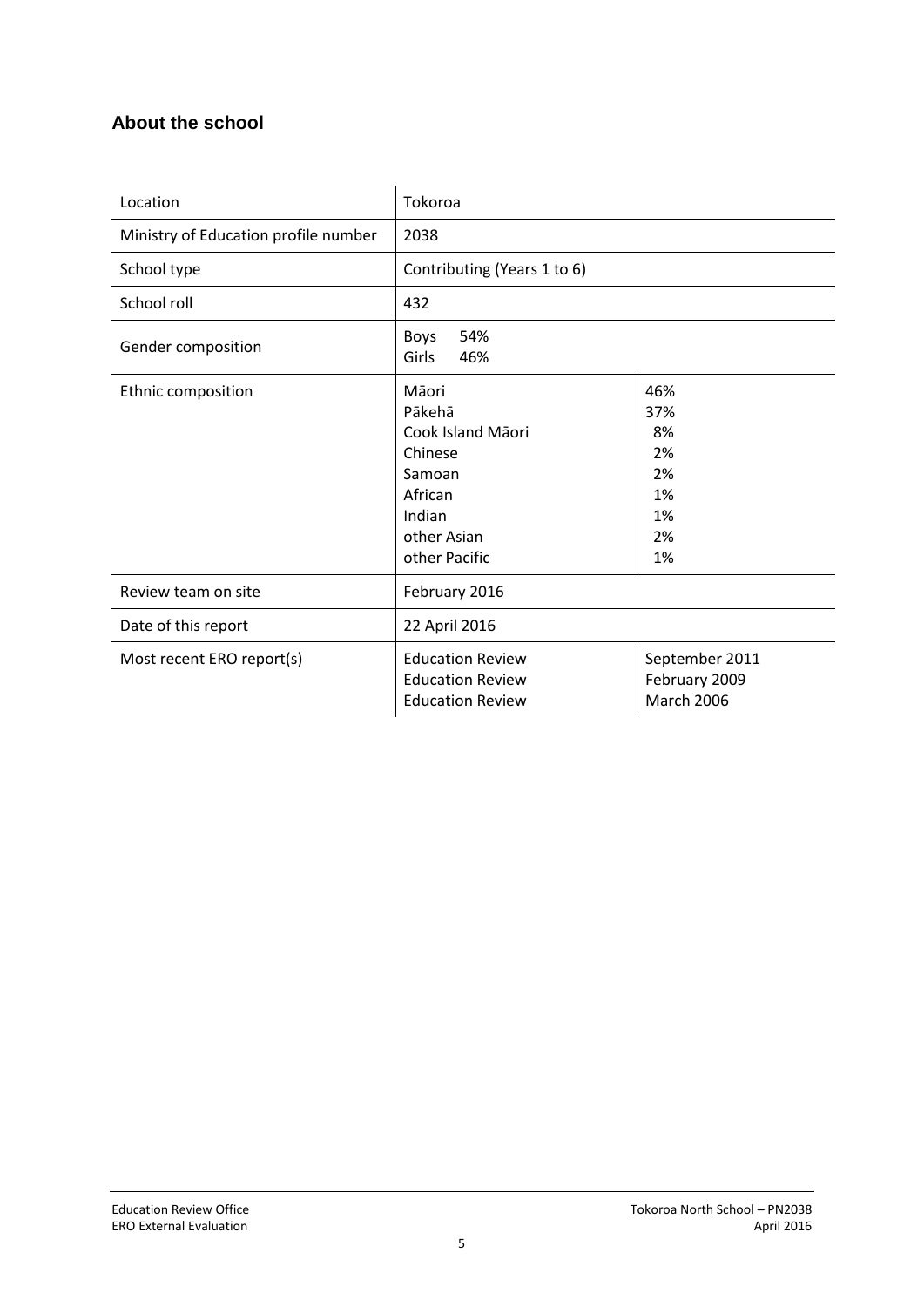## About the school

| | | |
|---|---|---|
| Location | Tokoroa | |
| Ministry of Education profile number | 2038 | |
| School type | Contributing (Years 1 to 6) | |
| School roll | 432 | |
| Gender composition | Boys 54%<br>Girls 46% | |
| Ethnic composition | Māori<br>Pākehā<br>Cook Island Māori<br>Chinese<br>Samoan<br>African<br>Indian<br>other Asian<br>other Pacific | 46%<br>37%<br>8%<br>2%<br>2%<br>1%<br>1%<br>2%<br>1% |
| Review team on site | February 2016 | |
| Date of this report | 22 April 2016 | |
| Most recent ERO report(s) | Education Review<br>Education Review<br>Education Review | September 2011<br>February 2009<br>March 2006 |